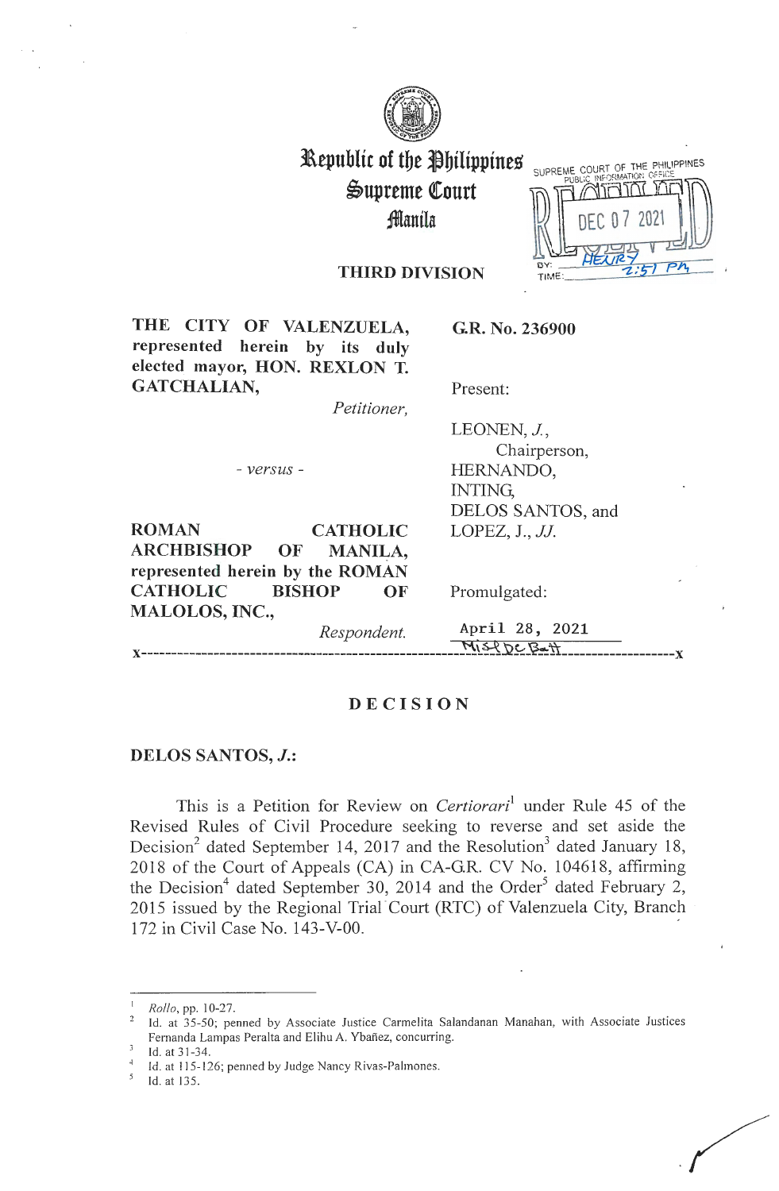# Republic of the Philippines
## Supreme Court
### Manila

SUPREME COURT OF THE PHILIPPINES
PUBLIC INFORMATION OFFICE
RECEIVED
DEC 07 2021
BY: HENRY
TIME: 2:51 PM

**THIRD DIVISION**

**THE CITY OF VALENZUELA, represented herein by its duly elected mayor, HON. REXLON T. GATCHALIAN,**
*Petitioner,*

- *versus* -

**ROMAN CATHOLIC ARCHBISHOP OF MANILA, represented herein by the ROMAN CATHOLIC BISHOP OF MALOLOS, INC.,**
*Respondent.*

**G.R. No. 236900**

Present:

LEONEN, *J.*, Chairperson,
HERNANDO,
INTING,
DELOS SANTOS, and
LOPEZ, J., *JJ.*

Promulgated:

April 28, 2021

x-----------------------------------------------------------------------------------x

## DECISION

**DELOS SANTOS, *J.*:**

This is a Petition for Review on *Certiorari*[1] under Rule 45 of the Revised Rules of Civil Procedure seeking to reverse and set aside the Decision[2] dated September 14, 2017 and the Resolution[3] dated January 18, 2018 of the Court of Appeals (CA) in CA-G.R. CV No. 104618, affirming the Decision[4] dated September 30, 2014 and the Order[5] dated February 2, 2015 issued by the Regional Trial Court (RTC) of Valenzuela City, Branch 172 in Civil Case No. 143-V-00.

---

[1] *Rollo*, pp. 10-27.
[2] Id. at 35-50; penned by Associate Justice Carmelita Salandanan Manahan, with Associate Justices Fernanda Lampas Peralta and Elihu A. Ybañez, concurring.
[3] Id. at 31-34.
[4] Id. at 115-126; penned by Judge Nancy Rivas-Palmones.
[5] Id. at 135.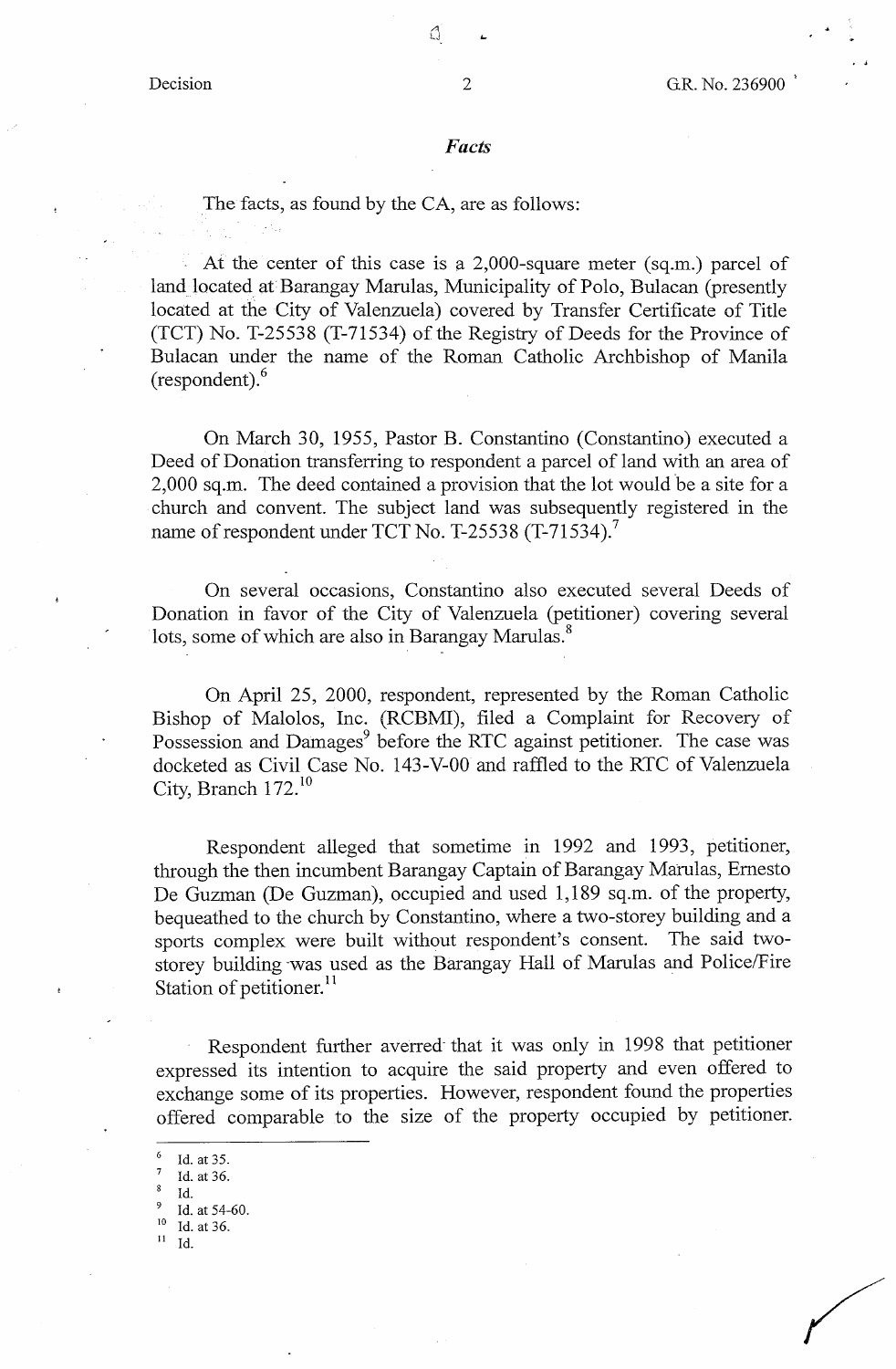## *Facts*

The facts, as found by the CA, are as follows:

At the center of this case is a 2,000-square meter (sq.m.) parcel of land located at Barangay Marulas, Municipality of Polo, Bulacan (presently located at the City of Valenzuela) covered by Transfer Certificate of Title (TCT) No. T-25538 (T-71534) of the Registry of Deeds for the Province of Bulacan under the name of the Roman Catholic Archbishop of Manila (respondent).[6]

On March 30, 1955, Pastor B. Constantino (Constantino) executed a Deed of Donation transferring to respondent a parcel of land with an area of 2,000 sq.m. The deed contained a provision that the lot would be a site for a church and convent. The subject land was subsequently registered in the name of respondent under TCT No. T-25538 (T-71534).[7]

On several occasions, Constantino also executed several Deeds of Donation in favor of the City of Valenzuela (petitioner) covering several lots, some of which are also in Barangay Marulas.[8]

On April 25, 2000, respondent, represented by the Roman Catholic Bishop of Malolos, Inc. (RCBMI), filed a Complaint for Recovery of Possession and Damages[9] before the RTC against petitioner. The case was docketed as Civil Case No. 143-V-00 and raffled to the RTC of Valenzuela City, Branch 172.[10]

Respondent alleged that sometime in 1992 and 1993, petitioner, through the then incumbent Barangay Captain of Barangay Marulas, Ernesto De Guzman (De Guzman), occupied and used 1,189 sq.m. of the property, bequeathed to the church by Constantino, where a two-storey building and a sports complex were built without respondent's consent. The said two-storey building was used as the Barangay Hall of Marulas and Police/Fire Station of petitioner.[11]

Respondent further averred that it was only in 1998 that petitioner expressed its intention to acquire the said property and even offered to exchange some of its properties. However, respondent found the properties offered comparable to the size of the property occupied by petitioner.

---

[6] Id. at 35.
[7] Id. at 36.
[8] Id.
[9] Id. at 54-60.
[10] Id. at 36.
[11] Id.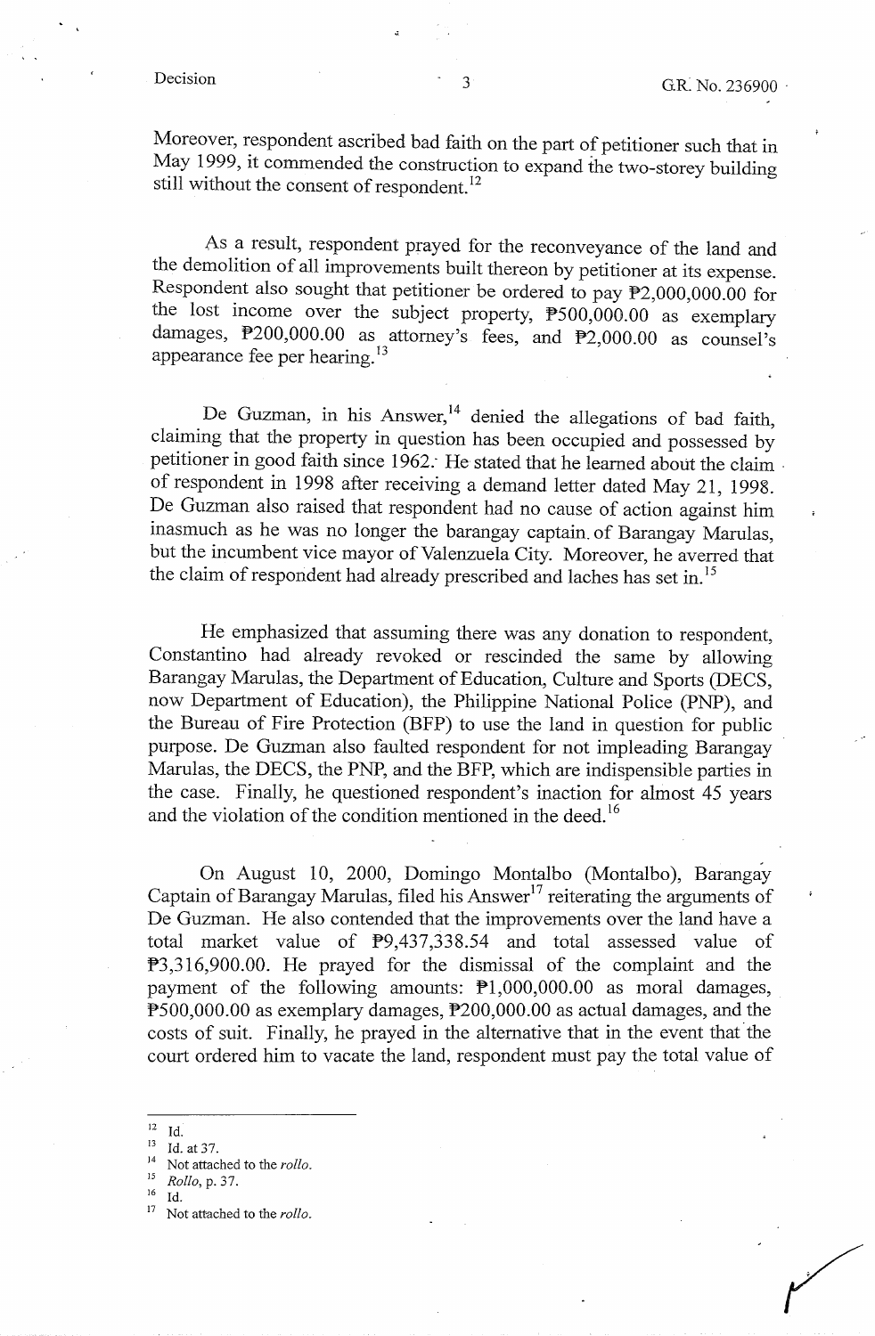Moreover, respondent ascribed bad faith on the part of petitioner such that in May 1999, it commended the construction to expand the two-storey building still without the consent of respondent.[12]

As a result, respondent prayed for the reconveyance of the land and the demolition of all improvements built thereon by petitioner at its expense. Respondent also sought that petitioner be ordered to pay ₱2,000,000.00 for the lost income over the subject property, ₱500,000.00 as exemplary damages, ₱200,000.00 as attorney's fees, and ₱2,000.00 as counsel's appearance fee per hearing.[13]

De Guzman, in his Answer,[14] denied the allegations of bad faith, claiming that the property in question has been occupied and possessed by petitioner in good faith since 1962. He stated that he learned about the claim of respondent in 1998 after receiving a demand letter dated May 21, 1998. De Guzman also raised that respondent had no cause of action against him inasmuch as he was no longer the barangay captain of Barangay Marulas, but the incumbent vice mayor of Valenzuela City. Moreover, he averred that the claim of respondent had already prescribed and laches has set in.[15]

He emphasized that assuming there was any donation to respondent, Constantino had already revoked or rescinded the same by allowing Barangay Marulas, the Department of Education, Culture and Sports (DECS, now Department of Education), the Philippine National Police (PNP), and the Bureau of Fire Protection (BFP) to use the land in question for public purpose. De Guzman also faulted respondent for not impleading Barangay Marulas, the DECS, the PNP, and the BFP, which are indispensible parties in the case. Finally, he questioned respondent's inaction for almost 45 years and the violation of the condition mentioned in the deed.[16]

On August 10, 2000, Domingo Montalbo (Montalbo), Barangay Captain of Barangay Marulas, filed his Answer[17] reiterating the arguments of De Guzman. He also contended that the improvements over the land have a total market value of ₱9,437,338.54 and total assessed value of ₱3,316,900.00. He prayed for the dismissal of the complaint and the payment of the following amounts: ₱1,000,000.00 as moral damages, ₱500,000.00 as exemplary damages, ₱200,000.00 as actual damages, and the costs of suit. Finally, he prayed in the alternative that in the event that the court ordered him to vacate the land, respondent must pay the total value of

---

[12] Id.

[13] Id. at 37.

[14] Not attached to the *rollo*.

[15] *Rollo*, p. 37.

[16] Id.

[17] Not attached to the *rollo*.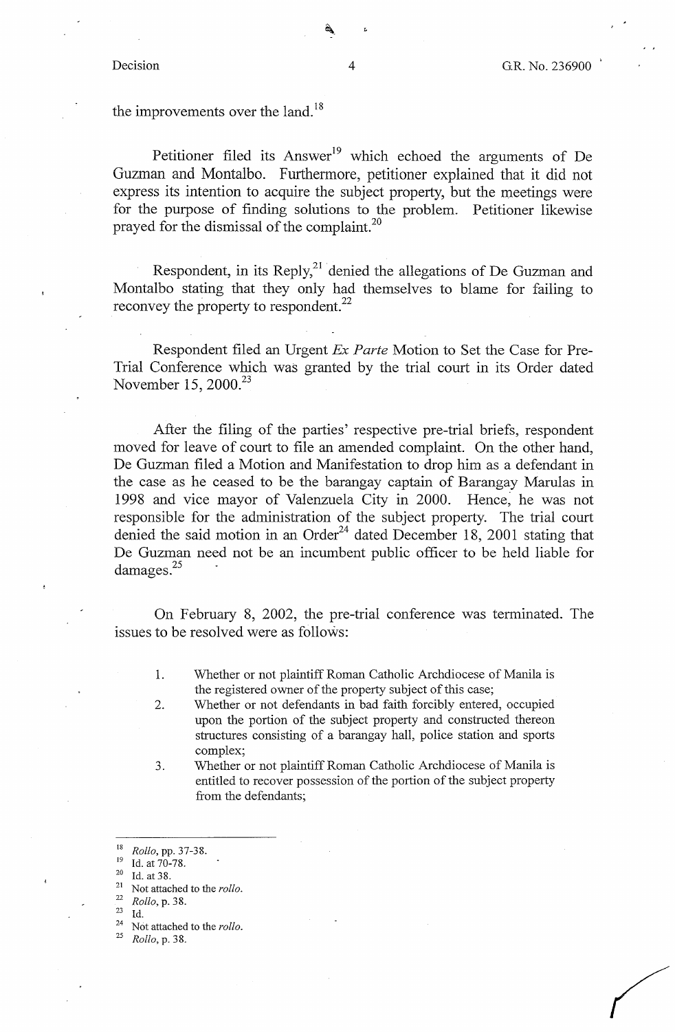the improvements over the land.[18]

Petitioner filed its Answer[19] which echoed the arguments of De Guzman and Montalbo. Furthermore, petitioner explained that it did not express its intention to acquire the subject property, but the meetings were for the purpose of finding solutions to the problem. Petitioner likewise prayed for the dismissal of the complaint.[20]

Respondent, in its Reply,[21] denied the allegations of De Guzman and Montalbo stating that they only had themselves to blame for failing to reconvey the property to respondent.[22]

Respondent filed an Urgent *Ex Parte* Motion to Set the Case for Pre-Trial Conference which was granted by the trial court in its Order dated November 15, 2000.[23]

After the filing of the parties' respective pre-trial briefs, respondent moved for leave of court to file an amended complaint. On the other hand, De Guzman filed a Motion and Manifestation to drop him as a defendant in the case as he ceased to be the barangay captain of Barangay Marulas in 1998 and vice mayor of Valenzuela City in 2000. Hence, he was not responsible for the administration of the subject property. The trial court denied the said motion in an Order[24] dated December 18, 2001 stating that De Guzman need not be an incumbent public officer to be held liable for damages.[25]

On February 8, 2002, the pre-trial conference was terminated. The issues to be resolved were as follows:

> 1. Whether or not plaintiff Roman Catholic Archdiocese of Manila is the registered owner of the property subject of this case;
> 2. Whether or not defendants in bad faith forcibly entered, occupied upon the portion of the subject property and constructed thereon structures consisting of a barangay hall, police station and sports complex;
> 3. Whether or not plaintiff Roman Catholic Archdiocese of Manila is entitled to recover possession of the portion of the subject property from the defendants;

---

[18] *Rollo*, pp. 37-38.
[19] Id. at 70-78.
[20] Id. at 38.
[21] Not attached to the *rollo*.
[22] *Rollo*, p. 38.
[23] Id.
[24] Not attached to the *rollo*.
[25] *Rollo*, p. 38.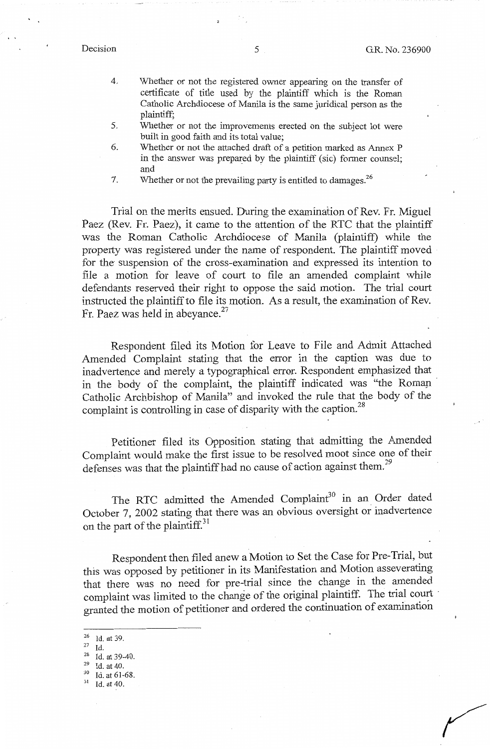4. Whether or not the registered owner appearing on the transfer of certificate of title used by the plaintiff which is the Roman Catholic Archdiocese of Manila is the same juridical person as the plaintiff;
5. Whether or not the improvements erected on the subject lot were built in good faith and its total value;
6. Whether or not the attached draft of a petition marked as Annex P in the answer was prepared by the plaintiff (sic) former counsel; and
7. Whether or not the prevailing party is entitled to damages.[26]

Trial on the merits ensued. During the examination of Rev. Fr. Miguel Paez (Rev. Fr. Paez), it came to the attention of the RTC that the plaintiff was the Roman Catholic Archdiocese of Manila (plaintiff) while the property was registered under the name of respondent. The plaintiff moved for the suspension of the cross-examination and expressed its intention to file a motion for leave of court to file an amended complaint while defendants reserved their right to oppose the said motion. The trial court instructed the plaintiff to file its motion. As a result, the examination of Rev. Fr. Paez was held in abeyance.[27]

Respondent filed its Motion for Leave to File and Admit Attached Amended Complaint stating that the error in the caption was due to inadvertence and merely a typographical error. Respondent emphasized that in the body of the complaint, the plaintiff indicated was "the Roman Catholic Archbishop of Manila" and invoked the rule that the body of the complaint is controlling in case of disparity with the caption.[28]

Petitioner filed its Opposition stating that admitting the Amended Complaint would make the first issue to be resolved moot since one of their defenses was that the plaintiff had no cause of action against them.[29]

The RTC admitted the Amended Complaint[30] in an Order dated October 7, 2002 stating that there was an obvious oversight or inadvertence on the part of the plaintiff.[31]

Respondent then filed anew a Motion to Set the Case for Pre-Trial, but this was opposed by petitioner in its Manifestation and Motion asseverating that there was no need for pre-trial since the change in the amended complaint was limited to the change of the original plaintiff. The trial court granted the motion of petitioner and ordered the continuation of examination

---

[26] Id. at 39.

[27] Id.

[28] Id. at 39-40.

[29] Id. at 40.

[30] Id. at 61-68.

[31] Id. at 40.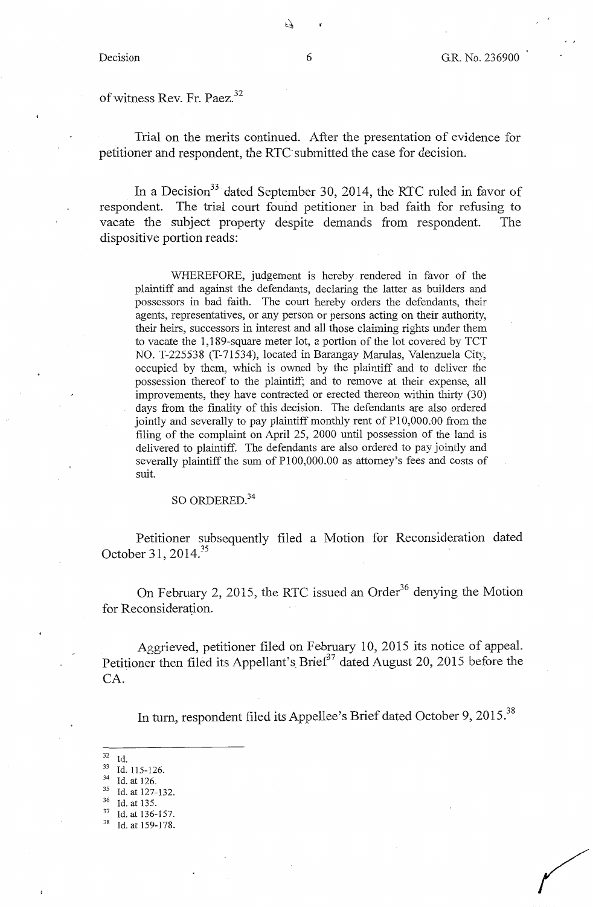of witness Rev. Fr. Paez.[32]

Trial on the merits continued. After the presentation of evidence for petitioner and respondent, the RTC submitted the case for decision.

In a Decision[33] dated September 30, 2014, the RTC ruled in favor of respondent. The trial court found petitioner in bad faith for refusing to vacate the subject property despite demands from respondent. The dispositive portion reads:

> WHEREFORE, judgement is hereby rendered in favor of the plaintiff and against the defendants, declaring the latter as builders and possessors in bad faith. The court hereby orders the defendants, their agents, representatives, or any person or persons acting on their authority, their heirs, successors in interest and all those claiming rights under them to vacate the 1,189-square meter lot, a portion of the lot covered by TCT NO. T-225538 (T-71534), located in Barangay Marulas, Valenzuela City, occupied by them, which is owned by the plaintiff and to deliver the possession thereof to the plaintiff; and to remove at their expense, all improvements, they have contracted or erected thereon within thirty (30) days from the finality of this decision. The defendants are also ordered jointly and severally to pay plaintiff monthly rent of P10,000.00 from the filing of the complaint on April 25, 2000 until possession of the land is delivered to plaintiff. The defendants are also ordered to pay jointly and severally plaintiff the sum of P100,000.00 as attorney's fees and costs of suit.
>
> SO ORDERED.[34]

Petitioner subsequently filed a Motion for Reconsideration dated October 31, 2014.[35]

On February 2, 2015, the RTC issued an Order[36] denying the Motion for Reconsideration.

Aggrieved, petitioner filed on February 10, 2015 its notice of appeal. Petitioner then filed its Appellant's Brief[37] dated August 20, 2015 before the CA.

In turn, respondent filed its Appellee's Brief dated October 9, 2015.[38]

---

[32] Id.
[33] Id. 115-126.
[34] Id. at 126.
[35] Id. at 127-132.
[36] Id. at 135.
[37] Id. at 136-157.
[38] Id. at 159-178.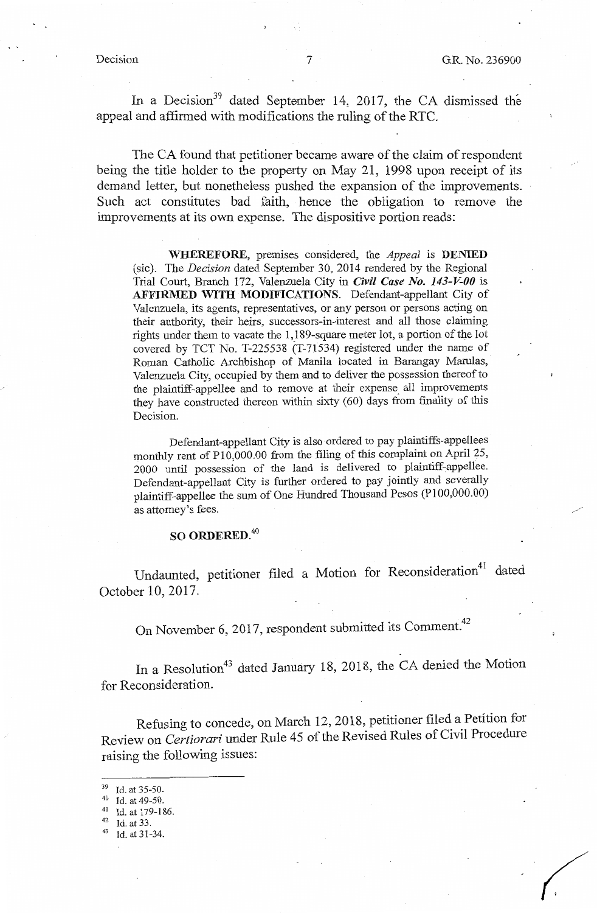In a Decision[39] dated September 14, 2017, the CA dismissed the appeal and affirmed with modifications the ruling of the RTC.

The CA found that petitioner became aware of the claim of respondent being the title holder to the property on May 21, 1998 upon receipt of its demand letter, but nonetheless pushed the expansion of the improvements. Such act constitutes bad faith, hence the obligation to remove the improvements at its own expense. The dispositive portion reads:

> **WHEREFORE**, premises considered, the *Appeal* is **DENIED** (sic). The *Decision* dated September 30, 2014 rendered by the Regional Trial Court, Branch 172, Valenzuela City in ***Civil Case No. 143-V-00*** is **AFFIRMED WITH MODIFICATIONS**. Defendant-appellant City of Valenzuela, its agents, representatives, or any person or persons acting on their authority, their heirs, successors-in-interest and all those claiming rights under them to vacate the 1,189-square meter lot, a portion of the lot covered by TCT No. T-225538 (T-71534) registered under the name of Roman Catholic Archbishop of Manila located in Barangay Marulas, Valenzuela City, occupied by them and to deliver the possession thereof to the plaintiff-appellee and to remove at their expense all improvements they have constructed thereon within sixty (60) days from finality of this Decision.
>
> Defendant-appellant City is also ordered to pay plaintiffs-appellees monthly rent of P10,000.00 from the filing of this complaint on April 25, 2000 until possession of the land is delivered to plaintiff-appellee. Defendant-appellant City is further ordered to pay jointly and severally plaintiff-appellee the sum of One Hundred Thousand Pesos (P100,000.00) as attorney's fees.
>
> **SO ORDERED.**[40]

Undaunted, petitioner filed a Motion for Reconsideration[41] dated October 10, 2017.

On November 6, 2017, respondent submitted its Comment.[42]

In a Resolution[43] dated January 18, 2018, the CA denied the Motion for Reconsideration.

Refusing to concede, on March 12, 2018, petitioner filed a Petition for Review on *Certiorari* under Rule 45 of the Revised Rules of Civil Procedure raising the following issues:

---

[39] Id. at 35-50.
[40] Id. at 49-50.
[41] Id. at 179-186.
[42] Id. at 33.
[43] Id. at 31-34.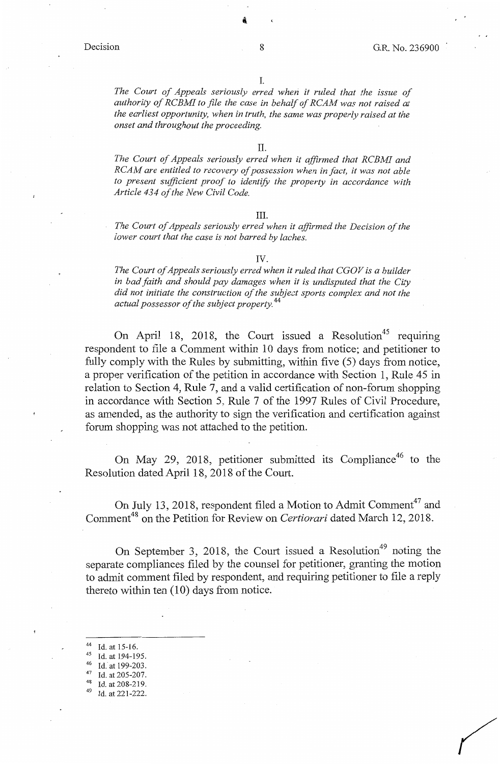I.

*The Court of Appeals seriously erred when it ruled that the issue of authority of RCBMI to file the case in behalf of RCAM was not raised at the earliest opportunity, when in truth, the same was properly raised at the onset and throughout the proceeding.*

II.

*The Court of Appeals seriously erred when it affirmed that RCBMI and RCAM are entitled to recovery of possession when in fact, it was not able to present sufficient proof to identify the property in accordance with Article 434 of the New Civil Code.*

III.

*The Court of Appeals seriously erred when it affirmed the Decision of the lower court that the case is not barred by laches.*

IV.

*The Court of Appeals seriously erred when it ruled that CGOV is a builder in bad faith and should pay damages when it is undisputed that the City did not initiate the construction of the subject sports complex and not the actual possessor of the subject property.*[44]

On April 18, 2018, the Court issued a Resolution[45] requiring respondent to file a Comment within 10 days from notice; and petitioner to fully comply with the Rules by submitting, within five (5) days from notice, a proper verification of the petition in accordance with Section 1, Rule 45 in relation to Section 4, Rule 7, and a valid certification of non-forum shopping in accordance with Section 5, Rule 7 of the 1997 Rules of Civil Procedure, as amended, as the authority to sign the verification and certification against forum shopping was not attached to the petition.

On May 29, 2018, petitioner submitted its Compliance[46] to the Resolution dated April 18, 2018 of the Court.

On July 13, 2018, respondent filed a Motion to Admit Comment[47] and Comment[48] on the Petition for Review on *Certiorari* dated March 12, 2018.

On September 3, 2018, the Court issued a Resolution[49] noting the separate compliances filed by the counsel for petitioner, granting the motion to admit comment filed by respondent, and requiring petitioner to file a reply thereto within ten (10) days from notice.

---

[44] Id. at 15-16.
[45] Id. at 194-195.
[46] Id. at 199-203.
[47] Id. at 205-207.
[48] Id. at 208-219.
[49] Id. at 221-222.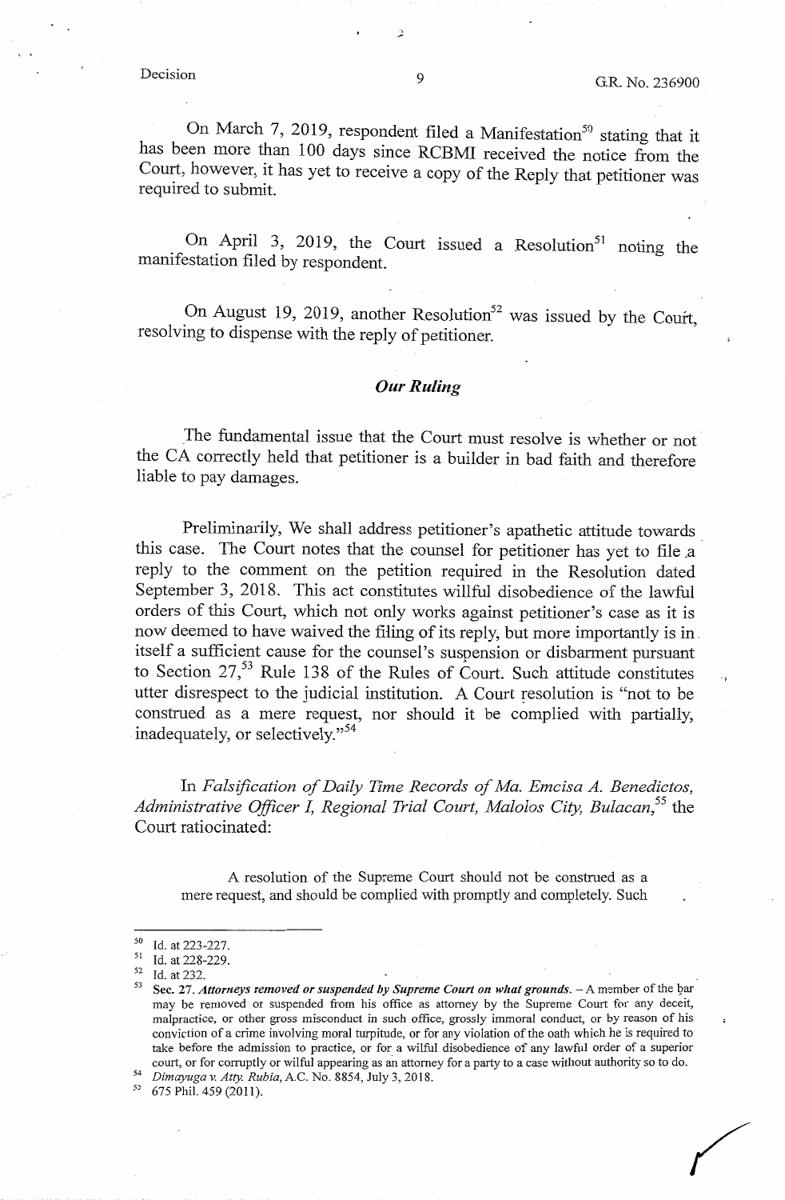On March 7, 2019, respondent filed a Manifestation[50] stating that it has been more than 100 days since RCBMI received the notice from the Court, however, it has yet to receive a copy of the Reply that petitioner was required to submit.

On April 3, 2019, the Court issued a Resolution[51] noting the manifestation filed by respondent.

On August 19, 2019, another Resolution[52] was issued by the Court, resolving to dispense with the reply of petitioner.

## *Our Ruling*

The fundamental issue that the Court must resolve is whether or not the CA correctly held that petitioner is a builder in bad faith and therefore liable to pay damages.

Preliminarily, We shall address petitioner's apathetic attitude towards this case. The Court notes that the counsel for petitioner has yet to file a reply to the comment on the petition required in the Resolution dated September 3, 2018. This act constitutes willful disobedience of the lawful orders of this Court, which not only works against petitioner's case as it is now deemed to have waived the filing of its reply, but more importantly is in itself a sufficient cause for the counsel's suspension or disbarment pursuant to Section 27,[53] Rule 138 of the Rules of Court. Such attitude constitutes utter disrespect to the judicial institution. A Court resolution is "not to be construed as a mere request, nor should it be complied with partially, inadequately, or selectively."[54]

In *Falsification of Daily Time Records of Ma. Emcisa A. Benedictos, Administrative Officer I, Regional Trial Court, Malolos City, Bulacan,*[55] the Court ratiocinated:

> A resolution of the Supreme Court should not be construed as a mere request, and should be complied with promptly and completely. Such

---

[50] Id. at 223-227.

[51] Id. at 228-229.

[52] Id. at 232.

[53] **Sec. 27.** ***Attorneys removed or suspended by Supreme Court on what grounds.*** – A member of the bar may be removed or suspended from his office as attorney by the Supreme Court for any deceit, malpractice, or other gross misconduct in such office, grossly immoral conduct, or by reason of his conviction of a crime involving moral turpitude, or for any violation of the oath which he is required to take before the admission to practice, or for a wilful disobedience of any lawful order of a superior court, or for corruptly or wilful appearing as an attorney for a party to a case without authority so to do.

[54] *Dimayuga v. Atty. Rubia*, A.C. No. 8854, July 3, 2018.

[55] 675 Phil. 459 (2011).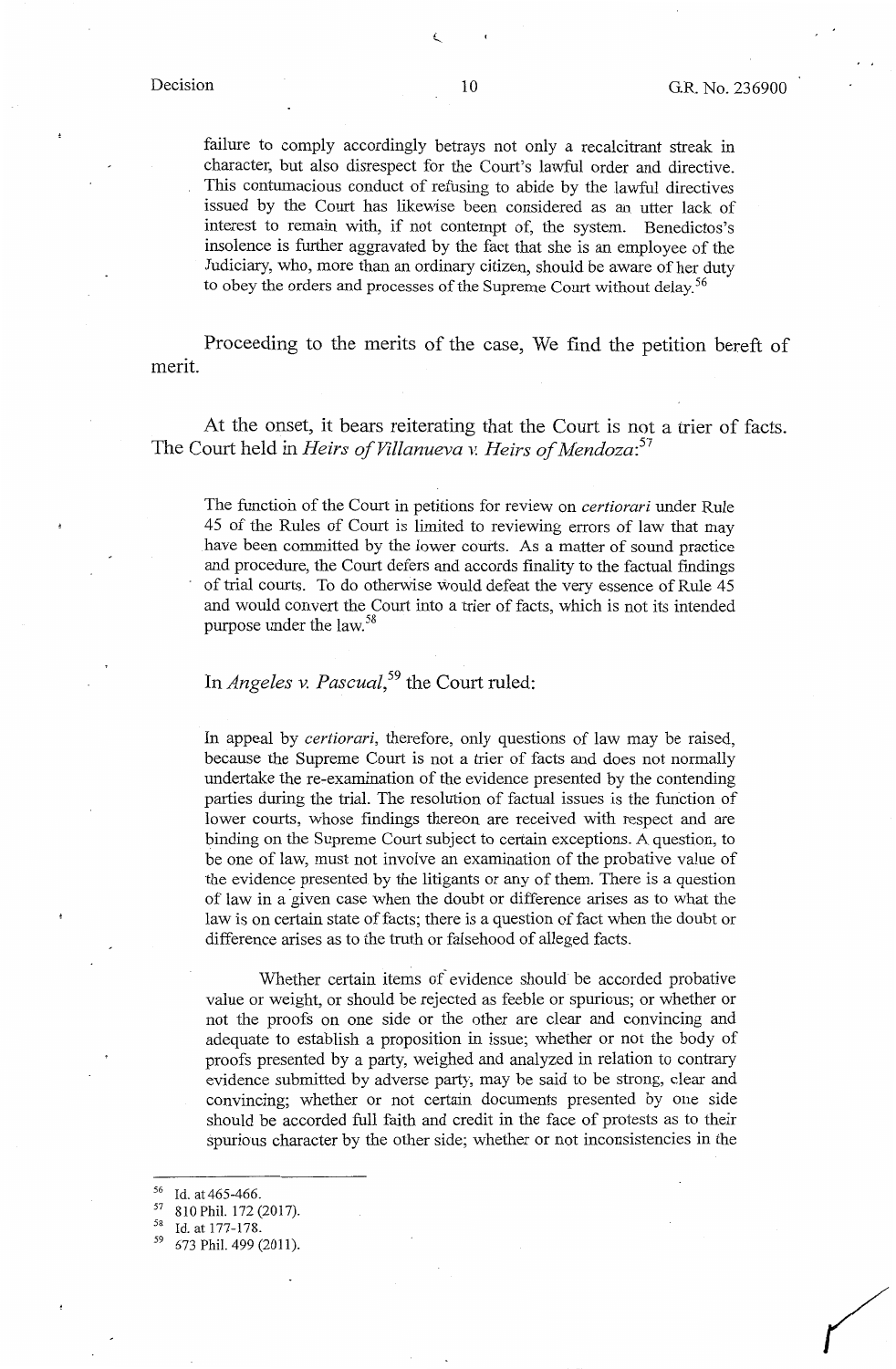failure to comply accordingly betrays not only a recalcitrant streak in character, but also disrespect for the Court's lawful order and directive. This contumacious conduct of refusing to abide by the lawful directives issued by the Court has likewise been considered as an utter lack of interest to remain with, if not contempt of, the system. Benedictos's insolence is further aggravated by the fact that she is an employee of the Judiciary, who, more than an ordinary citizen, should be aware of her duty to obey the orders and processes of the Supreme Court without delay.[56]

Proceeding to the merits of the case, We find the petition bereft of merit.

At the onset, it bears reiterating that the Court is not a trier of facts. The Court held in *Heirs of Villanueva v. Heirs of Mendoza*:[57]

> The function of the Court in petitions for review on *certiorari* under Rule 45 of the Rules of Court is limited to reviewing errors of law that may have been committed by the lower courts. As a matter of sound practice and procedure, the Court defers and accords finality to the factual findings of trial courts. To do otherwise would defeat the very essence of Rule 45 and would convert the Court into a trier of facts, which is not its intended purpose under the law.[58]

In *Angeles v. Pascual*,[59] the Court ruled:

> In appeal by *certiorari*, therefore, only questions of law may be raised, because the Supreme Court is not a trier of facts and does not normally undertake the re-examination of the evidence presented by the contending parties during the trial. The resolution of factual issues is the function of lower courts, whose findings thereon are received with respect and are binding on the Supreme Court subject to certain exceptions. A question, to be one of law, must not involve an examination of the probative value of the evidence presented by the litigants or any of them. There is a question of law in a given case when the doubt or difference arises as to what the law is on certain state of facts; there is a question of fact when the doubt or difference arises as to the truth or falsehood of alleged facts.
>
> Whether certain items of evidence should be accorded probative value or weight, or should be rejected as feeble or spurious; or whether or not the proofs on one side or the other are clear and convincing and adequate to establish a proposition in issue; whether or not the body of proofs presented by a party, weighed and analyzed in relation to contrary evidence submitted by adverse party, may be said to be strong, clear and convincing; whether or not certain documents presented by one side should be accorded full faith and credit in the face of protests as to their spurious character by the other side; whether or not inconsistencies in the

---

[56] Id. at 465-466.

[57] 810 Phil. 172 (2017).

[58] Id. at 177-178.

[59] 673 Phil. 499 (2011).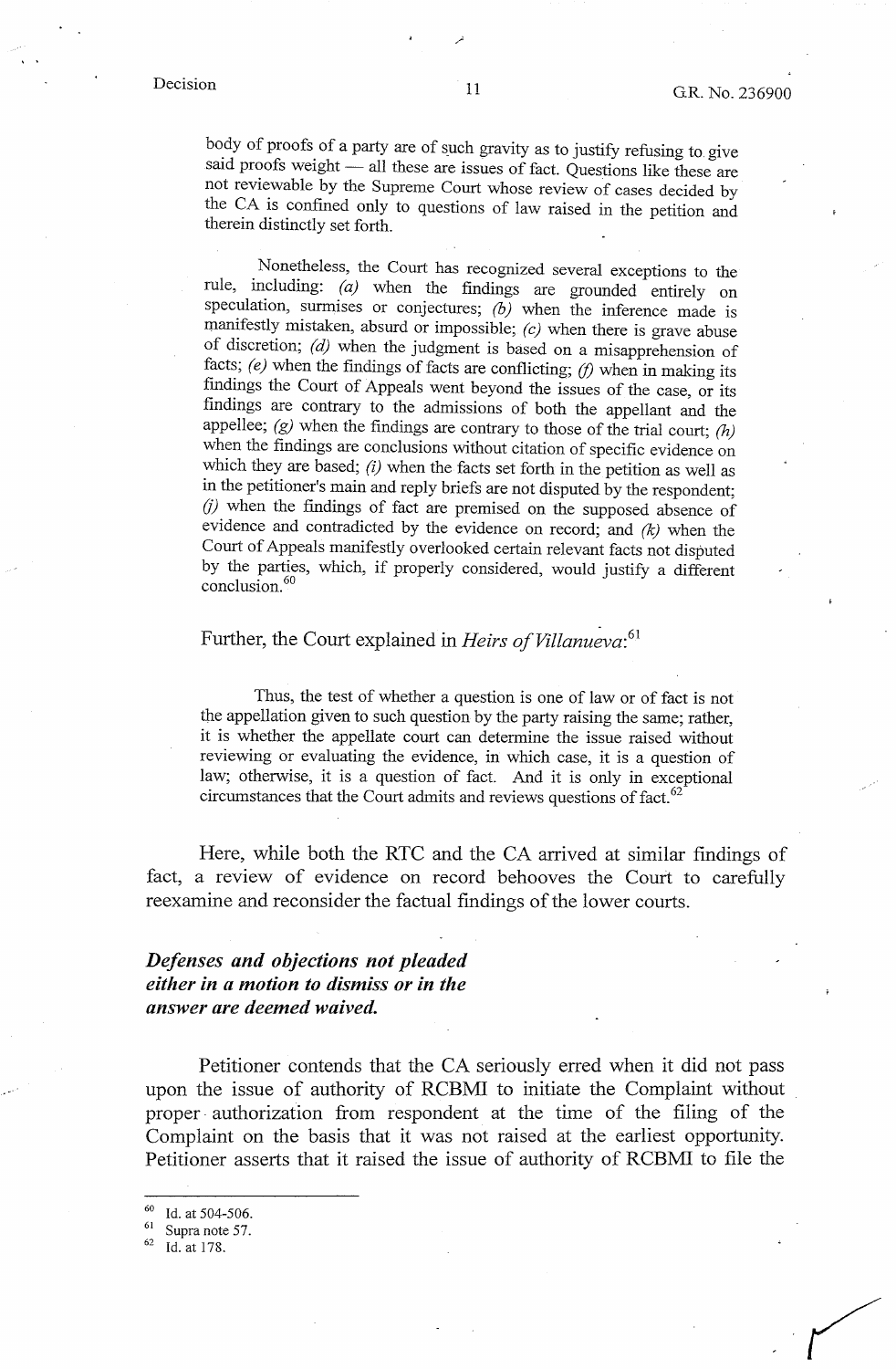body of proofs of a party are of such gravity as to justify refusing to give said proofs weight — all these are issues of fact. Questions like these are not reviewable by the Supreme Court whose review of cases decided by the CA is confined only to questions of law raised in the petition and therein distinctly set forth.

> Nonetheless, the Court has recognized several exceptions to the rule, including: *(a)* when the findings are grounded entirely on speculation, surmises or conjectures; *(b)* when the inference made is manifestly mistaken, absurd or impossible; *(c)* when there is grave abuse of discretion; *(d)* when the judgment is based on a misapprehension of facts; *(e)* when the findings of facts are conflicting; *(f)* when in making its findings the Court of Appeals went beyond the issues of the case, or its findings are contrary to the admissions of both the appellant and the appellee; *(g)* when the findings are contrary to those of the trial court; *(h)* when the findings are conclusions without citation of specific evidence on which they are based; *(i)* when the facts set forth in the petition as well as in the petitioner's main and reply briefs are not disputed by the respondent; *(j)* when the findings of fact are premised on the supposed absence of evidence and contradicted by the evidence on record; and *(k)* when the Court of Appeals manifestly overlooked certain relevant facts not disputed by the parties, which, if properly considered, would justify a different conclusion.[60]

Further, the Court explained in *Heirs of Villanueva*:[61]

> Thus, the test of whether a question is one of law or of fact is not the appellation given to such question by the party raising the same; rather, it is whether the appellate court can determine the issue raised without reviewing or evaluating the evidence, in which case, it is a question of law; otherwise, it is a question of fact. And it is only in exceptional circumstances that the Court admits and reviews questions of fact.[62]

Here, while both the RTC and the CA arrived at similar findings of fact, a review of evidence on record behooves the Court to carefully reexamine and reconsider the factual findings of the lower courts.

***Defenses and objections not pleaded either in a motion to dismiss or in the answer are deemed waived.***

Petitioner contends that the CA seriously erred when it did not pass upon the issue of authority of RCBMI to initiate the Complaint without proper authorization from respondent at the time of the filing of the Complaint on the basis that it was not raised at the earliest opportunity. Petitioner asserts that it raised the issue of authority of RCBMI to file the

---

[60] Id. at 504-506.

[61] Supra note 57.

[62] Id. at 178.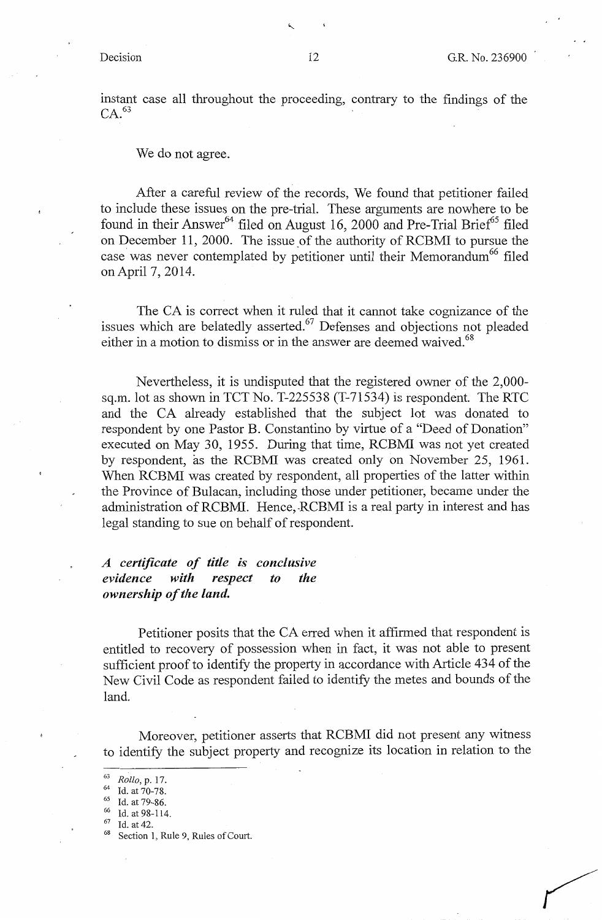instant case all throughout the proceeding, contrary to the findings of the CA.[63]

We do not agree.

After a careful review of the records, We found that petitioner failed to include these issues on the pre-trial. These arguments are nowhere to be found in their Answer[64] filed on August 16, 2000 and Pre-Trial Brief[65] filed on December 11, 2000. The issue of the authority of RCBMI to pursue the case was never contemplated by petitioner until their Memorandum[66] filed on April 7, 2014.

The CA is correct when it ruled that it cannot take cognizance of the issues which are belatedly asserted.[67] Defenses and objections not pleaded either in a motion to dismiss or in the answer are deemed waived.[68]

Nevertheless, it is undisputed that the registered owner of the 2,000-sq.m. lot as shown in TCT No. T-225538 (T-71534) is respondent. The RTC and the CA already established that the subject lot was donated to respondent by one Pastor B. Constantino by virtue of a "Deed of Donation" executed on May 30, 1955. During that time, RCBMI was not yet created by respondent, as the RCBMI was created only on November 25, 1961. When RCBMI was created by respondent, all properties of the latter within the Province of Bulacan, including those under petitioner, became under the administration of RCBMI. Hence, RCBMI is a real party in interest and has legal standing to sue on behalf of respondent.

***A certificate of title is conclusive evidence with respect to the ownership of the land.***

Petitioner posits that the CA erred when it affirmed that respondent is entitled to recovery of possession when in fact, it was not able to present sufficient proof to identify the property in accordance with Article 434 of the New Civil Code as respondent failed to identify the metes and bounds of the land.

Moreover, petitioner asserts that RCBMI did not present any witness to identify the subject property and recognize its location in relation to the

---

[63] *Rollo*, p. 17.
[64] Id. at 70-78.
[65] Id. at 79-86.
[66] Id. at 98-114.
[67] Id. at 42.
[68] Section 1, Rule 9, Rules of Court.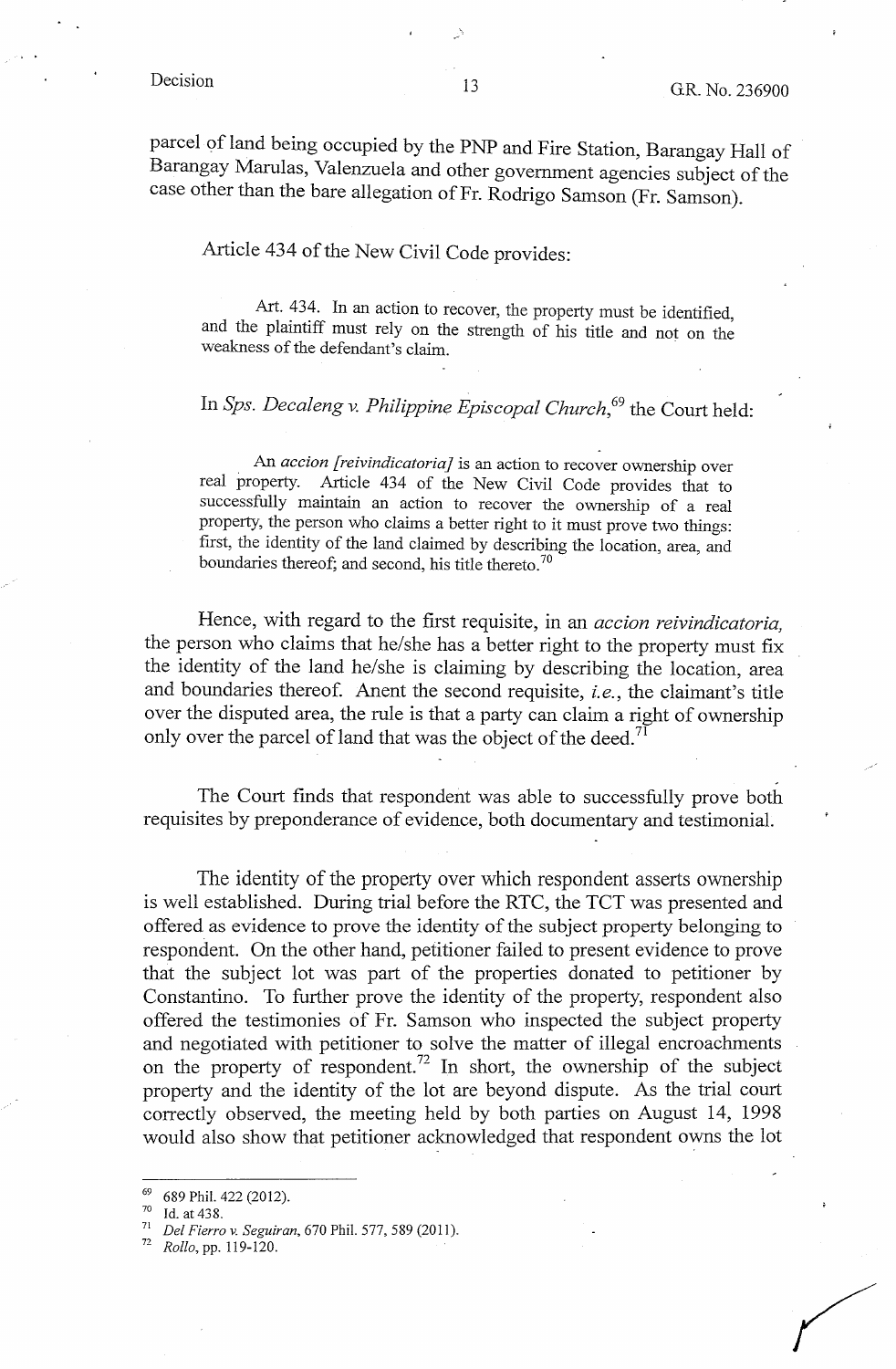parcel of land being occupied by the PNP and Fire Station, Barangay Hall of Barangay Marulas, Valenzuela and other government agencies subject of the case other than the bare allegation of Fr. Rodrigo Samson (Fr. Samson).

Article 434 of the New Civil Code provides:

> Art. 434. In an action to recover, the property must be identified, and the plaintiff must rely on the strength of his title and not on the weakness of the defendant's claim.

In *Sps. Decaleng v. Philippine Episcopal Church*,[69] the Court held:

> An *accion [reivindicatoria]* is an action to recover ownership over real property. Article 434 of the New Civil Code provides that to successfully maintain an action to recover the ownership of a real property, the person who claims a better right to it must prove two things: first, the identity of the land claimed by describing the location, area, and boundaries thereof; and second, his title thereto.[70]

Hence, with regard to the first requisite, in an *accion reivindicatoria*, the person who claims that he/she has a better right to the property must fix the identity of the land he/she is claiming by describing the location, area and boundaries thereof. Anent the second requisite, *i.e.*, the claimant's title over the disputed area, the rule is that a party can claim a right of ownership only over the parcel of land that was the object of the deed.[71]

The Court finds that respondent was able to successfully prove both requisites by preponderance of evidence, both documentary and testimonial.

The identity of the property over which respondent asserts ownership is well established. During trial before the RTC, the TCT was presented and offered as evidence to prove the identity of the subject property belonging to respondent. On the other hand, petitioner failed to present evidence to prove that the subject lot was part of the properties donated to petitioner by Constantino. To further prove the identity of the property, respondent also offered the testimonies of Fr. Samson who inspected the subject property and negotiated with petitioner to solve the matter of illegal encroachments on the property of respondent.[72] In short, the ownership of the subject property and the identity of the lot are beyond dispute. As the trial court correctly observed, the meeting held by both parties on August 14, 1998 would also show that petitioner acknowledged that respondent owns the lot

---

[69] 689 Phil. 422 (2012).

[70] Id. at 438.

[71] *Del Fierro v. Seguiran*, 670 Phil. 577, 589 (2011).

[72] *Rollo*, pp. 119-120.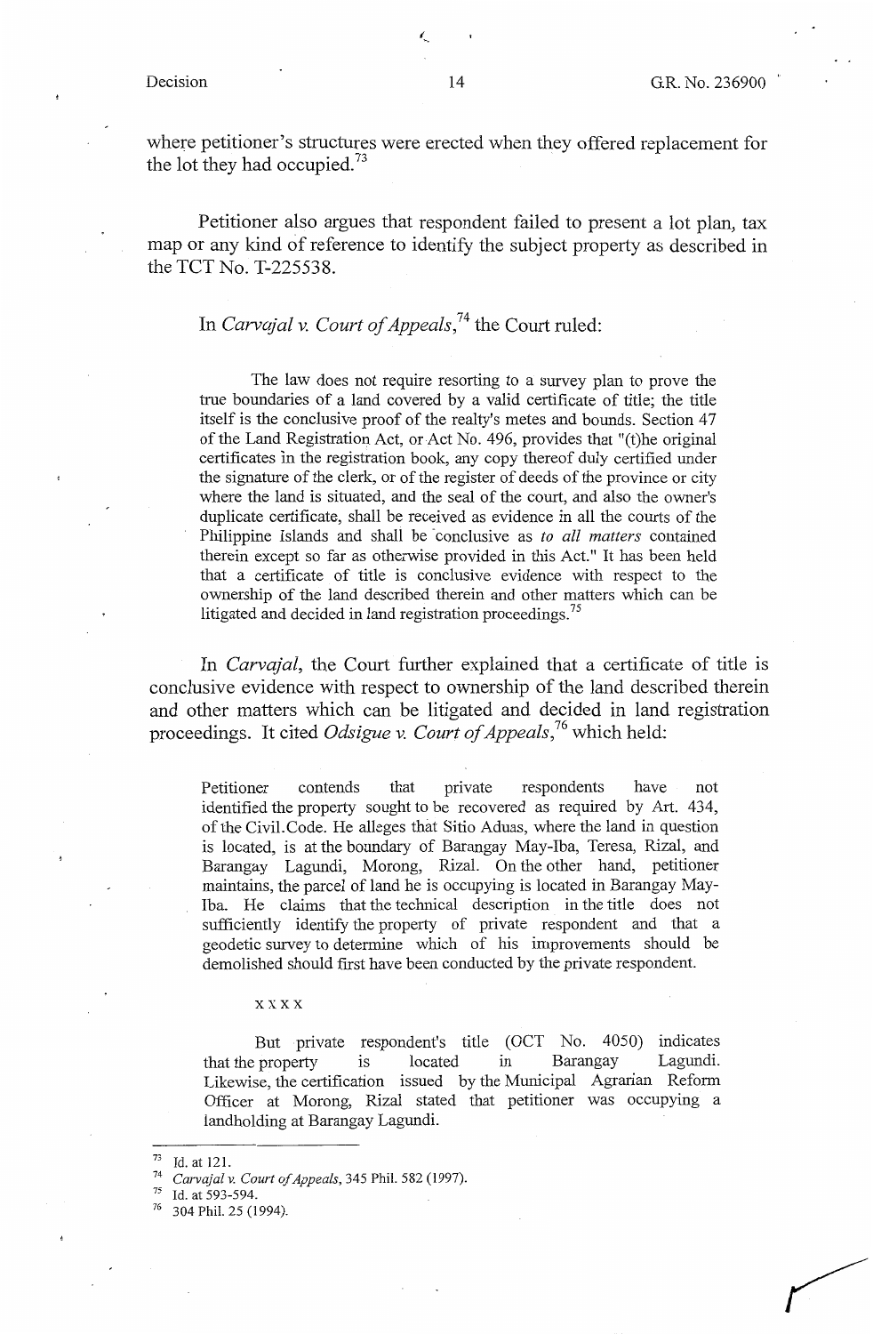where petitioner's structures were erected when they offered replacement for the lot they had occupied.[73]

Petitioner also argues that respondent failed to present a lot plan, tax map or any kind of reference to identify the subject property as described in the TCT No. T-225538.

In *Carvajal v. Court of Appeals*,[74] the Court ruled:

> The law does not require resorting to a survey plan to prove the true boundaries of a land covered by a valid certificate of title; the title itself is the conclusive proof of the realty's metes and bounds. Section 47 of the Land Registration Act, or Act No. 496, provides that "(t)he original certificates in the registration book, any copy thereof duly certified under the signature of the clerk, or of the register of deeds of the province or city where the land is situated, and the seal of the court, and also the owner's duplicate certificate, shall be received as evidence in all the courts of the Philippine Islands and shall be conclusive as *to all matters* contained therein except so far as otherwise provided in this Act." It has been held that a certificate of title is conclusive evidence with respect to the ownership of the land described therein and other matters which can be litigated and decided in land registration proceedings.[75]

In *Carvajal*, the Court further explained that a certificate of title is conclusive evidence with respect to ownership of the land described therein and other matters which can be litigated and decided in land registration proceedings. It cited *Odsigue v. Court of Appeals*,[76] which held:

> Petitioner contends that private respondents have not identified the property sought to be recovered as required by Art. 434, of the Civil Code. He alleges that Sitio Aduas, where the land in question is located, is at the boundary of Barangay May-Iba, Teresa, Rizal, and Barangay Lagundi, Morong, Rizal. On the other hand, petitioner maintains, the parcel of land he is occupying is located in Barangay May-Iba. He claims that the technical description in the title does not sufficiently identify the property of private respondent and that a geodetic survey to determine which of his improvements should be demolished should first have been conducted by the private respondent.
>
> x x x x
>
> But private respondent's title (OCT No. 4050) indicates that the property is located in Barangay Lagundi. Likewise, the certification issued by the Municipal Agrarian Reform Officer at Morong, Rizal stated that petitioner was occupying a landholding at Barangay Lagundi.

---

[73] Id. at 121.

[74] *Carvajal v. Court of Appeals*, 345 Phil. 582 (1997).

[75] Id. at 593-594.

[76] 304 Phil. 25 (1994).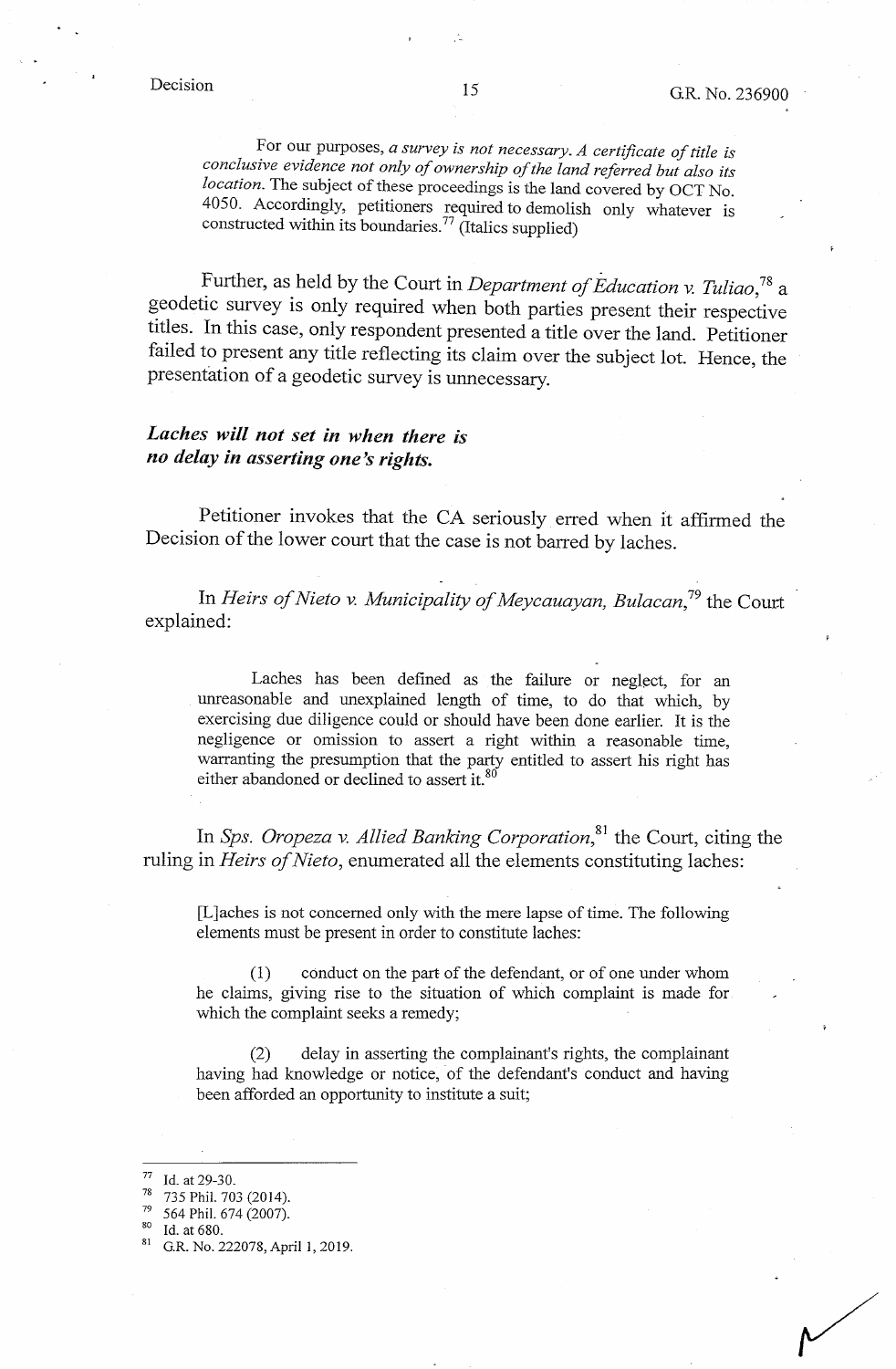For our purposes, *a survey is not necessary. A certificate of title is conclusive evidence not only of ownership of the land referred but also its location.* The subject of these proceedings is the land covered by OCT No. 4050. Accordingly, petitioners required to demolish only whatever is constructed within its boundaries.[77] (Italics supplied)

Further, as held by the Court in *Department of Education v. Tuliao*,[78] a geodetic survey is only required when both parties present their respective titles. In this case, only respondent presented a title over the land. Petitioner failed to present any title reflecting its claim over the subject lot. Hence, the presentation of a geodetic survey is unnecessary.

***Laches will not set in when there is no delay in asserting one's rights.***

Petitioner invokes that the CA seriously erred when it affirmed the Decision of the lower court that the case is not barred by laches.

In *Heirs of Nieto v. Municipality of Meycauayan, Bulacan*,[79] the Court explained:

> Laches has been defined as the failure or neglect, for an unreasonable and unexplained length of time, to do that which, by exercising due diligence could or should have been done earlier. It is the negligence or omission to assert a right within a reasonable time, warranting the presumption that the party entitled to assert his right has either abandoned or declined to assert it.[80]

In *Sps. Oropeza v. Allied Banking Corporation*,[81] the Court, citing the ruling in *Heirs of Nieto*, enumerated all the elements constituting laches:

> [L]aches is not concerned only with the mere lapse of time. The following elements must be present in order to constitute laches:
>
> (1) conduct on the part of the defendant, or of one under whom he claims, giving rise to the situation of which complaint is made for which the complaint seeks a remedy;
>
> (2) delay in asserting the complainant's rights, the complainant having had knowledge or notice, of the defendant's conduct and having been afforded an opportunity to institute a suit;

---

[77] Id. at 29-30.

[78] 735 Phil. 703 (2014).

[79] 564 Phil. 674 (2007).

[80] Id. at 680.

[81] G.R. No. 222078, April 1, 2019.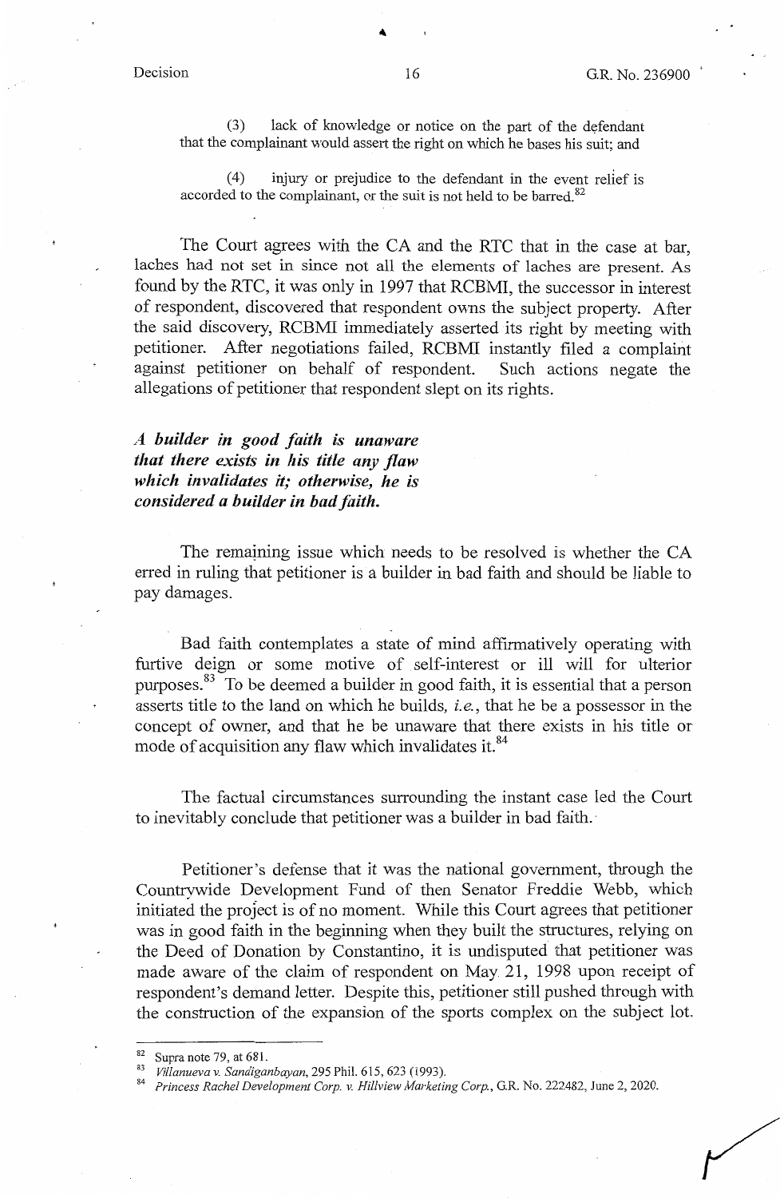(3) lack of knowledge or notice on the part of the defendant that the complainant would assert the right on which he bases his suit; and

(4) injury or prejudice to the defendant in the event relief is accorded to the complainant, or the suit is not held to be barred.[82]

The Court agrees with the CA and the RTC that in the case at bar, laches had not set in since not all the elements of laches are present. As found by the RTC, it was only in 1997 that RCBMI, the successor in interest of respondent, discovered that respondent owns the subject property. After the said discovery, RCBMI immediately asserted its right by meeting with petitioner. After negotiations failed, RCBMI instantly filed a complaint against petitioner on behalf of respondent. Such actions negate the allegations of petitioner that respondent slept on its rights.

***A builder in good faith is unaware that there exists in his title any flaw which invalidates it; otherwise, he is considered a builder in bad faith.***

The remaining issue which needs to be resolved is whether the CA erred in ruling that petitioner is a builder in bad faith and should be liable to pay damages.

Bad faith contemplates a state of mind affirmatively operating with furtive deign or some motive of self-interest or ill will for ulterior purposes.[83] To be deemed a builder in good faith, it is essential that a person asserts title to the land on which he builds, *i.e.*, that he be a possessor in the concept of owner, and that he be unaware that there exists in his title or mode of acquisition any flaw which invalidates it.[84]

The factual circumstances surrounding the instant case led the Court to inevitably conclude that petitioner was a builder in bad faith.

Petitioner's defense that it was the national government, through the Countrywide Development Fund of then Senator Freddie Webb, which initiated the project is of no moment. While this Court agrees that petitioner was in good faith in the beginning when they built the structures, relying on the Deed of Donation by Constantino, it is undisputed that petitioner was made aware of the claim of respondent on May 21, 1998 upon receipt of respondent's demand letter. Despite this, petitioner still pushed through with the construction of the expansion of the sports complex on the subject lot.

---

[82] Supra note 79, at 681.

[83] *Villanueva v. Sandiganbayan*, 295 Phil. 615, 623 (1993).

[84] *Princess Rachel Development Corp. v. Hillview Marketing Corp.*, G.R. No. 222482, June 2, 2020.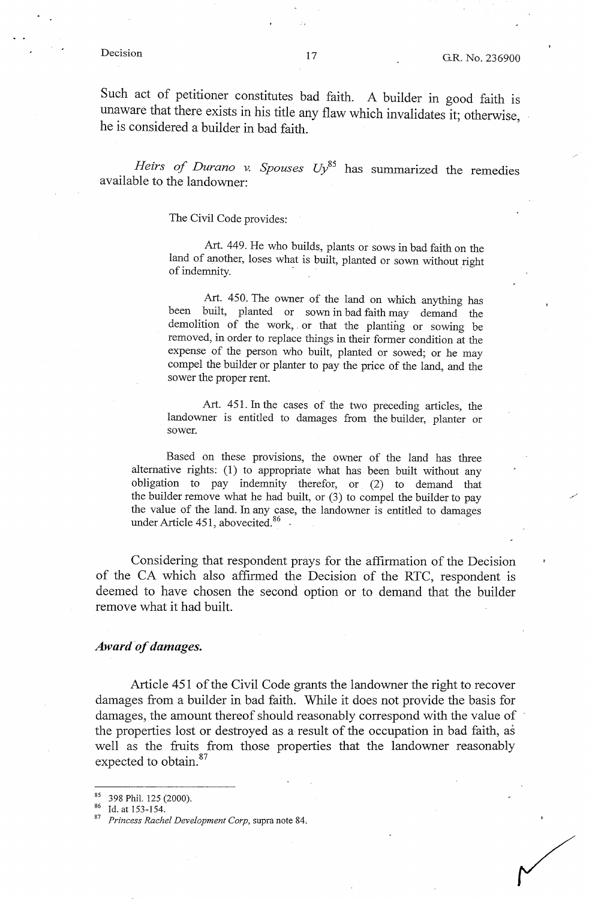Such act of petitioner constitutes bad faith. A builder in good faith is unaware that there exists in his title any flaw which invalidates it; otherwise, he is considered a builder in bad faith.

*Heirs of Durano v. Spouses Uy*[85] has summarized the remedies available to the landowner:

> The Civil Code provides:
>
> Art. 449. He who builds, plants or sows in bad faith on the land of another, loses what is built, planted or sown without right of indemnity.
>
> Art. 450. The owner of the land on which anything has been built, planted or sown in bad faith may demand the demolition of the work, or that the planting or sowing be removed, in order to replace things in their former condition at the expense of the person who built, planted or sowed; or he may compel the builder or planter to pay the price of the land, and the sower the proper rent.
>
> Art. 451. In the cases of the two preceding articles, the landowner is entitled to damages from the builder, planter or sower.
>
> Based on these provisions, the owner of the land has three alternative rights: (1) to appropriate what has been built without any obligation to pay indemnity therefor, or (2) to demand that the builder remove what he had built, or (3) to compel the builder to pay the value of the land. In any case, the landowner is entitled to damages under Article 451, abovecited.[86]

Considering that respondent prays for the affirmation of the Decision of the CA which also affirmed the Decision of the RTC, respondent is deemed to have chosen the second option or to demand that the builder remove what it had built.

***Award of damages.***

Article 451 of the Civil Code grants the landowner the right to recover damages from a builder in bad faith. While it does not provide the basis for damages, the amount thereof should reasonably correspond with the value of the properties lost or destroyed as a result of the occupation in bad faith, as well as the fruits from those properties that the landowner reasonably expected to obtain.[87]

---

[85] 398 Phil. 125 (2000).

[86] Id. at 153-154.

[87] *Princess Rachel Development Corp*, supra note 84.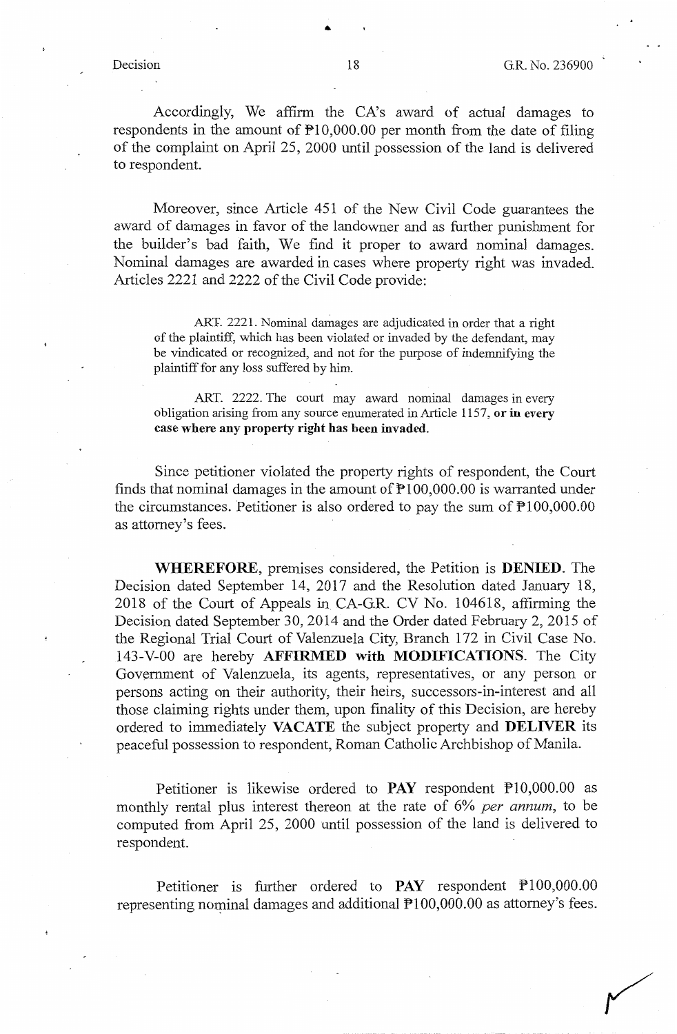Accordingly, We affirm the CA's award of actual damages to respondents in the amount of ₱10,000.00 per month from the date of filing of the complaint on April 25, 2000 until possession of the land is delivered to respondent.

Moreover, since Article 451 of the New Civil Code guarantees the award of damages in favor of the landowner and as further punishment for the builder's bad faith, We find it proper to award nominal damages. Nominal damages are awarded in cases where property right was invaded. Articles 2221 and 2222 of the Civil Code provide:

> ART. 2221. Nominal damages are adjudicated in order that a right of the plaintiff, which has been violated or invaded by the defendant, may be vindicated or recognized, and not for the purpose of indemnifying the plaintiff for any loss suffered by him.
>
> ART. 2222. The court may award nominal damages in every obligation arising from any source enumerated in Article 1157, **or in every case where any property right has been invaded.**

Since petitioner violated the property rights of respondent, the Court finds that nominal damages in the amount of ₱100,000.00 is warranted under the circumstances. Petitioner is also ordered to pay the sum of ₱100,000.00 as attorney's fees.

**WHEREFORE**, premises considered, the Petition is **DENIED**. The Decision dated September 14, 2017 and the Resolution dated January 18, 2018 of the Court of Appeals in CA-G.R. CV No. 104618, affirming the Decision dated September 30, 2014 and the Order dated February 2, 2015 of the Regional Trial Court of Valenzuela City, Branch 172 in Civil Case No. 143-V-00 are hereby **AFFIRMED with MODIFICATIONS**. The City Government of Valenzuela, its agents, representatives, or any person or persons acting on their authority, their heirs, successors-in-interest and all those claiming rights under them, upon finality of this Decision, are hereby ordered to immediately **VACATE** the subject property and **DELIVER** its peaceful possession to respondent, Roman Catholic Archbishop of Manila.

Petitioner is likewise ordered to **PAY** respondent ₱10,000.00 as monthly rental plus interest thereon at the rate of 6% *per annum*, to be computed from April 25, 2000 until possession of the land is delivered to respondent.

Petitioner is further ordered to **PAY** respondent ₱100,000.00 representing nominal damages and additional ₱100,000.00 as attorney's fees.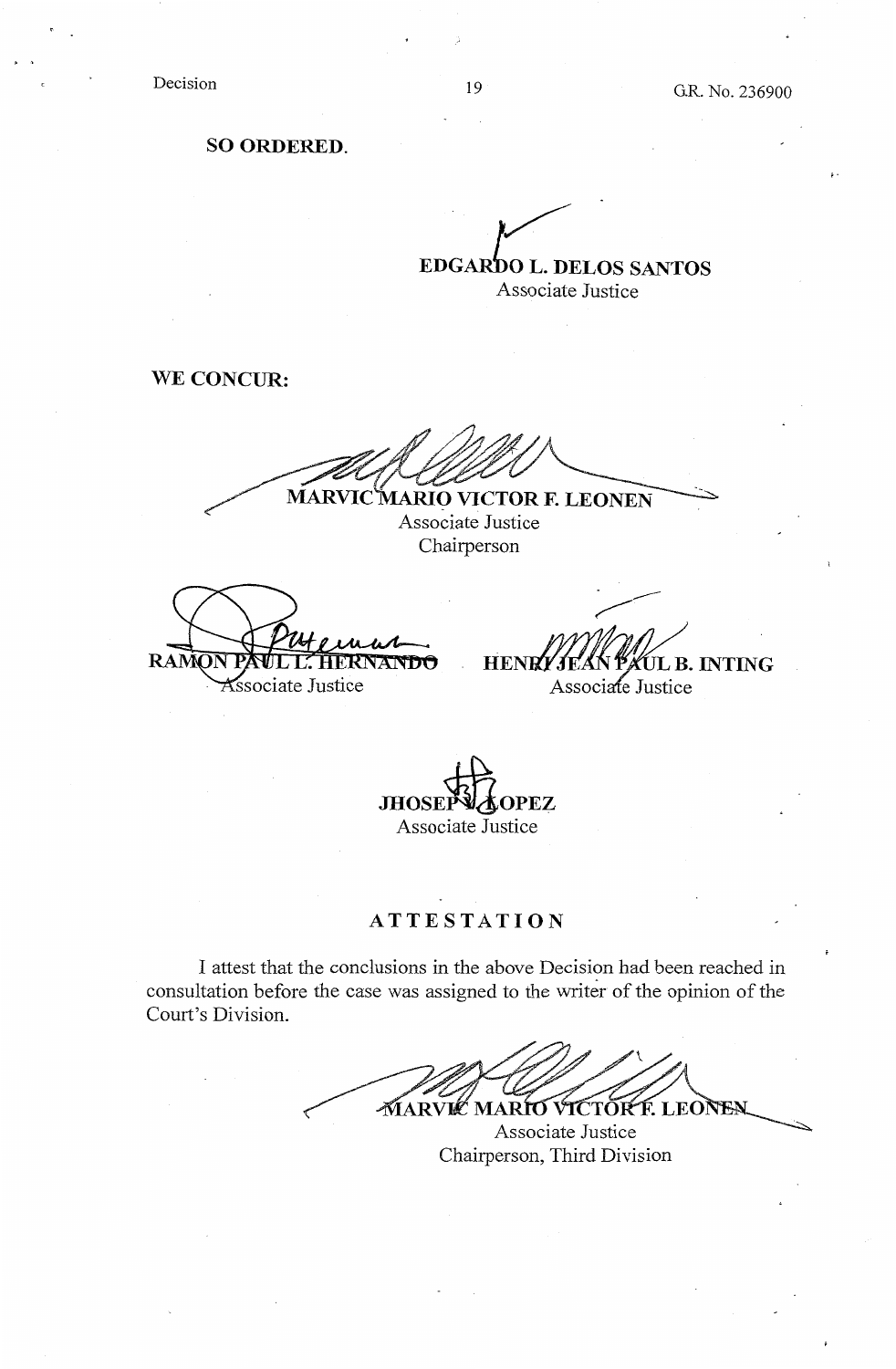**SO ORDERED.**

**EDGARDO L. DELOS SANTOS**
Associate Justice

**WE CONCUR:**

**MARVIC MARIO VICTOR F. LEONEN**
Associate Justice
Chairperson

**RAMON PAUL L. HERNANDO**
Associate Justice

**HENRI JEAN PAUL B. INTING**
Associate Justice

**JHOSEP Y. LOPEZ**
Associate Justice

## ATTESTATION

I attest that the conclusions in the above Decision had been reached in consultation before the case was assigned to the writer of the opinion of the Court's Division.

**MARVIC MARIO VICTOR F. LEONEN**
Associate Justice
Chairperson, Third Division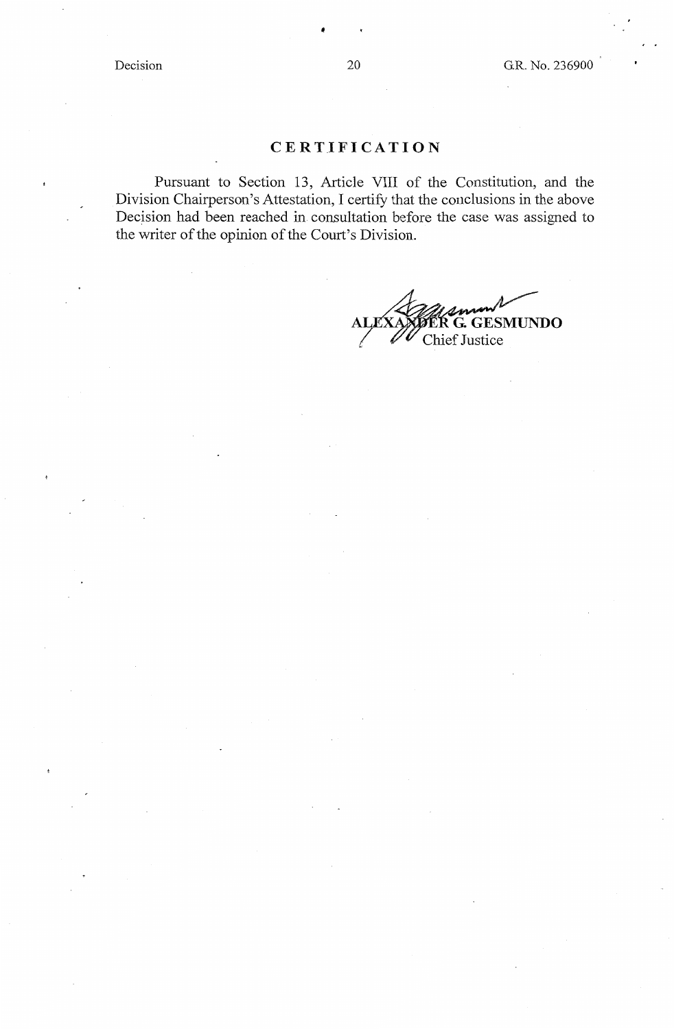## CERTIFICATION

Pursuant to Section 13, Article VIII of the Constitution, and the Division Chairperson's Attestation, I certify that the conclusions in the above Decision had been reached in consultation before the case was assigned to the writer of the opinion of the Court's Division.

**ALEXANDER G. GESMUNDO**
Chief Justice